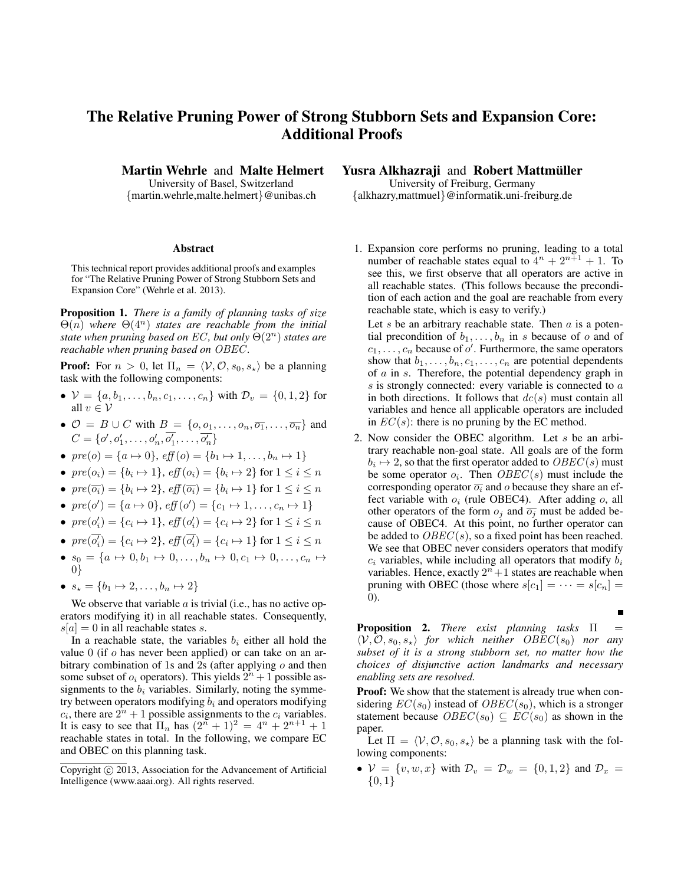# The Relative Pruning Power of Strong Stubborn Sets and Expansion Core: Additional Proofs

**Martin Wehrle** and **Malte Helmert**
University of Basel, Switzerland
{martin.wehrle,malte.helmert}@unibas.ch

**Yusra Alkhazraji** and **Robert Mattmüller**
University of Freiburg, Germany
{alkhazry,mattmuel}@informatik.uni-freiburg.de

## Abstract

This technical report provides additional proofs and examples for "The Relative Pruning Power of Strong Stubborn Sets and Expansion Core" (Wehrle et al. 2013).

**Proposition 1.** *There is a family of planning tasks of size $\Theta(n)$ where $\Theta(4^n)$ states are reachable from the initial state when pruning based on EC, but only $\Theta(2^n)$ states are reachable when pruning based on $OBEC$.*

**Proof:** For $n > 0$, let $\Pi_n = \langle \mathcal{V}, \mathcal{O}, s_0, s_\star \rangle$ be a planning task with the following components:

- $\mathcal{V} = \{a, b_1, \dots, b_n, c_1, \dots, c_n\}$ with $\mathcal{D}_v = \{0, 1, 2\}$ for all $v \in \mathcal{V}$
- $\mathcal{O} = B \cup C$ with $B = \{o, o_1, \dots, o_n, \overline{o_1}, \dots, \overline{o_n}\}$ and $C = \{o', o'_1, \dots, o'_n, \overline{o'_1}, \dots, \overline{o'_n}\}$
- $pre(o) = \{a \mapsto 0\}$, $\mathit{eff}(o) = \{b_1 \mapsto 1, \dots, b_n \mapsto 1\}$
- $pre(o_i) = \{b_i \mapsto 1\}$, $\mathit{eff}(o_i) = \{b_i \mapsto 2\}$ for $1 \leq i \leq n$
- $pre(\overline{o_i}) = \{b_i \mapsto 2\}$, $\mathit{eff}(\overline{o_i}) = \{b_i \mapsto 1\}$ for $1 \leq i \leq n$
- $pre(o') = \{a \mapsto 0\}$, $\mathit{eff}(o') = \{c_1 \mapsto 1, \dots, c_n \mapsto 1\}$
- $pre(o'_i) = \{c_i \mapsto 1\}$, $\mathit{eff}(o'_i) = \{c_i \mapsto 2\}$ for $1 \leq i \leq n$
- $pre(\overline{o'_i}) = \{c_i \mapsto 2\}$, $\mathit{eff}(\overline{o'_i}) = \{c_i \mapsto 1\}$ for $1 \leq i \leq n$
- $s_0 = \{a \mapsto 0, b_1 \mapsto 0, \dots, b_n \mapsto 0, c_1 \mapsto 0, \dots, c_n \mapsto 0\}$
- $s_\star = \{b_1 \mapsto 2, \dots, b_n \mapsto 2\}$

We observe that variable $a$ is trivial (i.e., has no active operators modifying it) in all reachable states. Consequently, $s[a] = 0$ in all reachable states $s$.

In a reachable state, the variables $b_i$ either all hold the value 0 (if $o$ has never been applied) or can take on an arbitrary combination of 1s and 2s (after applying $o$ and then some subset of $o_i$ operators). This yields $2^n + 1$ possible assignments to the $b_i$ variables. Similarly, noting the symmetry between operators modifying $b_i$ and operators modifying $c_i$, there are $2^n + 1$ possible assignments to the $c_i$ variables. It is easy to see that $\Pi_n$ has $(2^n + 1)^2 = 4^n + 2^{n+1} + 1$ reachable states in total. In the following, we compare EC and OBEC on this planning task.

1. Expansion core performs no pruning, leading to a total number of reachable states equal to $4^n + 2^{n+1} + 1$. To see this, we first observe that all operators are active in all reachable states. (This follows because the precondition of each action and the goal are reachable from every reachable state, which is easy to verify.)

   Let $s$ be an arbitrary reachable state. Then $a$ is a potential precondition of $b_1, \dots, b_n$ in $s$ because of $o$ and of $c_1, \dots, c_n$ because of $o'$. Furthermore, the same operators show that $b_1, \dots, b_n, c_1, \dots, c_n$ are potential dependents of $a$ in $s$. Therefore, the potential dependency graph in $s$ is strongly connected: every variable is connected to $a$ in both directions. It follows that $dc(s)$ must contain all variables and hence all applicable operators are included in $EC(s)$: there is no pruning by the EC method.

2. Now consider the OBEC algorithm. Let $s$ be an arbitrary reachable non-goal state. All goals are of the form $b_i \mapsto 2$, so that the first operator added to $OBEC(s)$ must be some operator $o_i$. Then $OBEC(s)$ must include the corresponding operator $\overline{o_i}$ and $o$ because they share an effect variable with $o_i$ (rule OBEC4). After adding $o$, all other operators of the form $o_j$ and $\overline{o_j}$ must be added because of OBEC4. At this point, no further operator can be added to $OBEC(s)$, so a fixed point has been reached. We see that OBEC never considers operators that modify $c_i$ variables, while including all operators that modify $b_i$ variables. Hence, exactly $2^n + 1$ states are reachable when pruning with OBEC (those where $s[c_1] = \dots = s[c_n] = 0$).

■

**Proposition 2.** *There exist planning tasks $\Pi = \langle \mathcal{V}, \mathcal{O}, s_0, s_\star \rangle$ for which neither $OBEC(s_0)$ nor any subset of it is a strong stubborn set, no matter how the choices of disjunctive action landmarks and necessary enabling sets are resolved.*

**Proof:** We show that the statement is already true when considering $EC(s_0)$ instead of $OBEC(s_0)$, which is a stronger statement because $OBEC(s_0) \subseteq EC(s_0)$ as shown in the paper.

Let $\Pi = \langle \mathcal{V}, \mathcal{O}, s_0, s_\star \rangle$ be a planning task with the following components:

- $\mathcal{V} = \{v, w, x\}$ with $\mathcal{D}_v = \mathcal{D}_w = \{0, 1, 2\}$ and $\mathcal{D}_x = \{0, 1\}$

Copyright © 2013, Association for the Advancement of Artificial Intelligence (www.aaai.org). All rights reserved.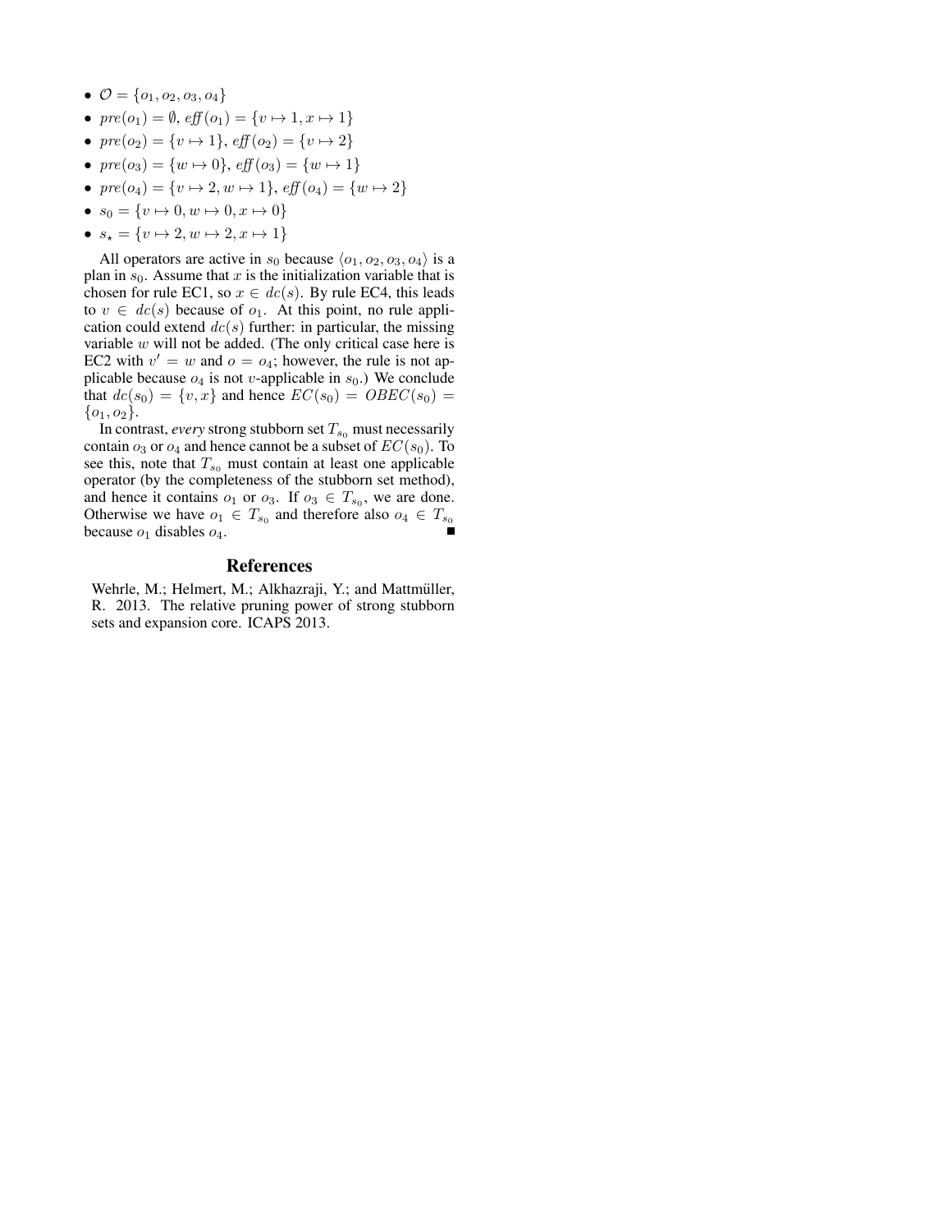- $\mathcal{O} = \{o_1, o_2, o_3, o_4\}$
- $pre(o_1) = \emptyset$, $\mathit{eff}(o_1) = \{v \mapsto 1, x \mapsto 1\}$
- $pre(o_2) = \{v \mapsto 1\}$, $\mathit{eff}(o_2) = \{v \mapsto 2\}$
- $pre(o_3) = \{w \mapsto 0\}$, $\mathit{eff}(o_3) = \{w \mapsto 1\}$
- $pre(o_4) = \{v \mapsto 2, w \mapsto 1\}$, $\mathit{eff}(o_4) = \{w \mapsto 2\}$
- $s_0 = \{v \mapsto 0, w \mapsto 0, x \mapsto 0\}$
- $s_\star = \{v \mapsto 2, w \mapsto 2, x \mapsto 1\}$

All operators are active in $s_0$ because $\langle o_1, o_2, o_3, o_4 \rangle$ is a plan in $s_0$. Assume that $x$ is the initialization variable that is chosen for rule EC1, so $x \in dc(s)$. By rule EC4, this leads to $v \in dc(s)$ because of $o_1$. At this point, no rule application could extend $dc(s)$ further: in particular, the missing variable $w$ will not be added. (The only critical case here is EC2 with $v' = w$ and $o = o_4$; however, the rule is not applicable because $o_4$ is not $v$-applicable in $s_0$.) We conclude that $dc(s_0) = \{v, x\}$ and hence $EC(s_0) = OBEC(s_0) = \{o_1, o_2\}$.

In contrast, *every* strong stubborn set $T_{s_0}$ must necessarily contain $o_3$ or $o_4$ and hence cannot be a subset of $EC(s_0)$. To see this, note that $T_{s_0}$ must contain at least one applicable operator (by the completeness of the stubborn set method), and hence it contains $o_1$ or $o_3$. If $o_3 \in T_{s_0}$, we are done. Otherwise we have $o_1 \in T_{s_0}$ and therefore also $o_4 \in T_{s_0}$ because $o_1$ disables $o_4$. ∎

## References

Wehrle, M.; Helmert, M.; Alkhazraji, Y.; and Mattmüller, R. 2013. The relative pruning power of strong stubborn sets and expansion core. ICAPS 2013.